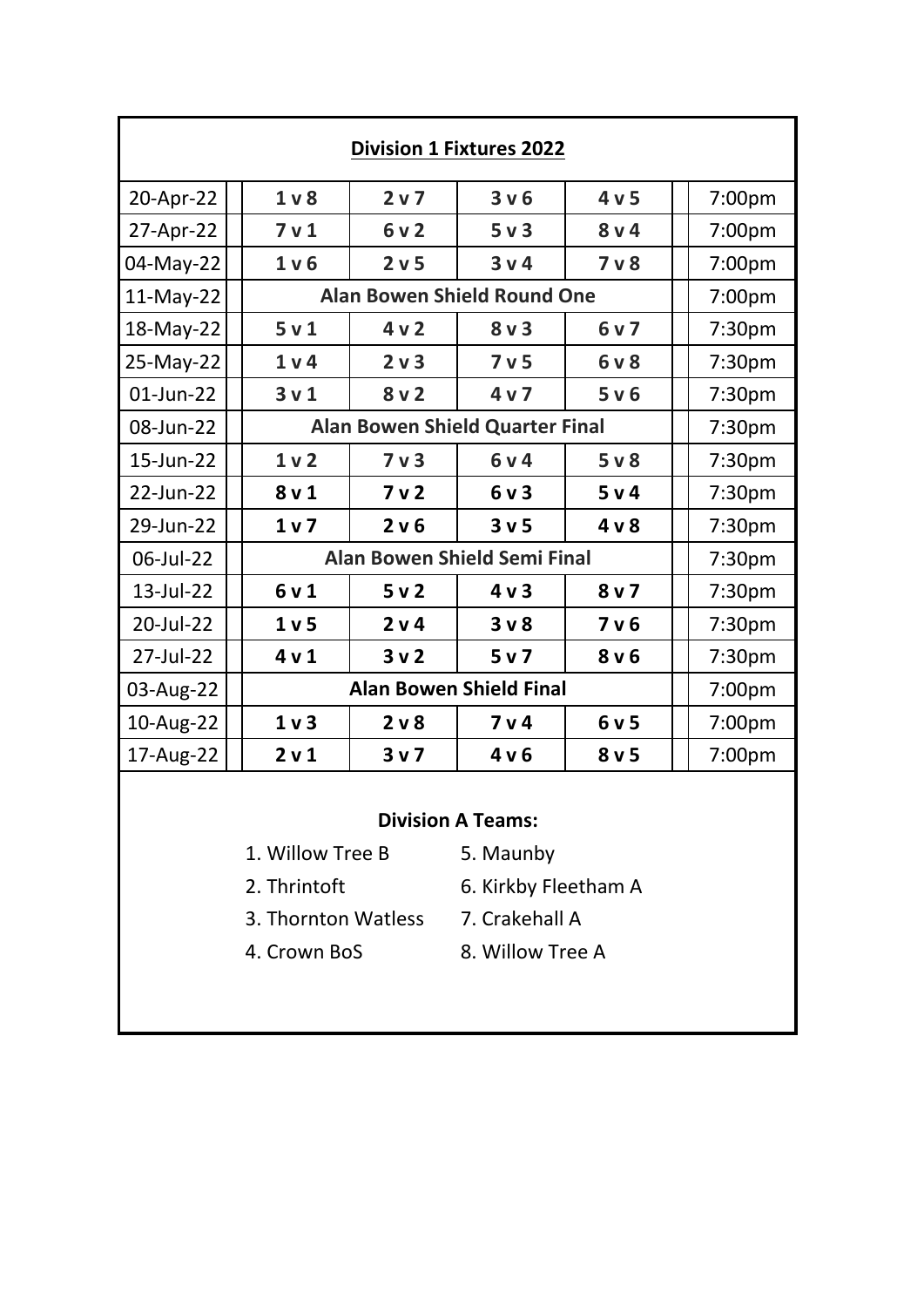## Division 1 Fixtures 2022

| Date | | | | | | Time |
|---|---|---|---|---|---|---|
| 20-Apr-22 | **1 v 8** | **2 v 7** | **3 v 6** | **4 v 5** | | 7:00pm |
| 27-Apr-22 | **7 v 1** | **6 v 2** | **5 v 3** | **8 v 4** | | 7:00pm |
| 04-May-22 | **1 v 6** | **2 v 5** | **3 v 4** | **7 v 8** | | 7:00pm |
| 11-May-22 | **Alan Bowen Shield Round One** | | | | | 7:00pm |
| 18-May-22 | **5 v 1** | **4 v 2** | **8 v 3** | **6 v 7** | | 7:30pm |
| 25-May-22 | **1 v 4** | **2 v 3** | **7 v 5** | **6 v 8** | | 7:30pm |
| 01-Jun-22 | **3 v 1** | **8 v 2** | **4 v 7** | **5 v 6** | | 7:30pm |
| 08-Jun-22 | **Alan Bowen Shield Quarter Final** | | | | | 7:30pm |
| 15-Jun-22 | **1 v 2** | **7 v 3** | **6 v 4** | **5 v 8** | | 7:30pm |
| 22-Jun-22 | **8 v 1** | **7 v 2** | **6 v 3** | **5 v 4** | | 7:30pm |
| 29-Jun-22 | **1 v 7** | **2 v 6** | **3 v 5** | **4 v 8** | | 7:30pm |
| 06-Jul-22 | **Alan Bowen Shield Semi Final** | | | | | 7:30pm |
| 13-Jul-22 | **6 v 1** | **5 v 2** | **4 v 3** | **8 v 7** | | 7:30pm |
| 20-Jul-22 | **1 v 5** | **2 v 4** | **3 v 8** | **7 v 6** | | 7:30pm |
| 27-Jul-22 | **4 v 1** | **3 v 2** | **5 v 7** | **8 v 6** | | 7:30pm |
| 03-Aug-22 | **Alan Bowen Shield Final** | | | | | 7:00pm |
| 10-Aug-22 | **1 v 3** | **2 v 8** | **7 v 4** | **6 v 5** | | 7:00pm |
| 17-Aug-22 | **2 v 1** | **3 v 7** | **4 v 6** | **8 v 5** | | 7:00pm |

**Division A Teams:**

1. Willow Tree B
2. Thrintoft
3. Thornton Watless
4. Crown BoS
5. Maunby
6. Kirkby Fleetham A
7. Crakehall A
8. Willow Tree A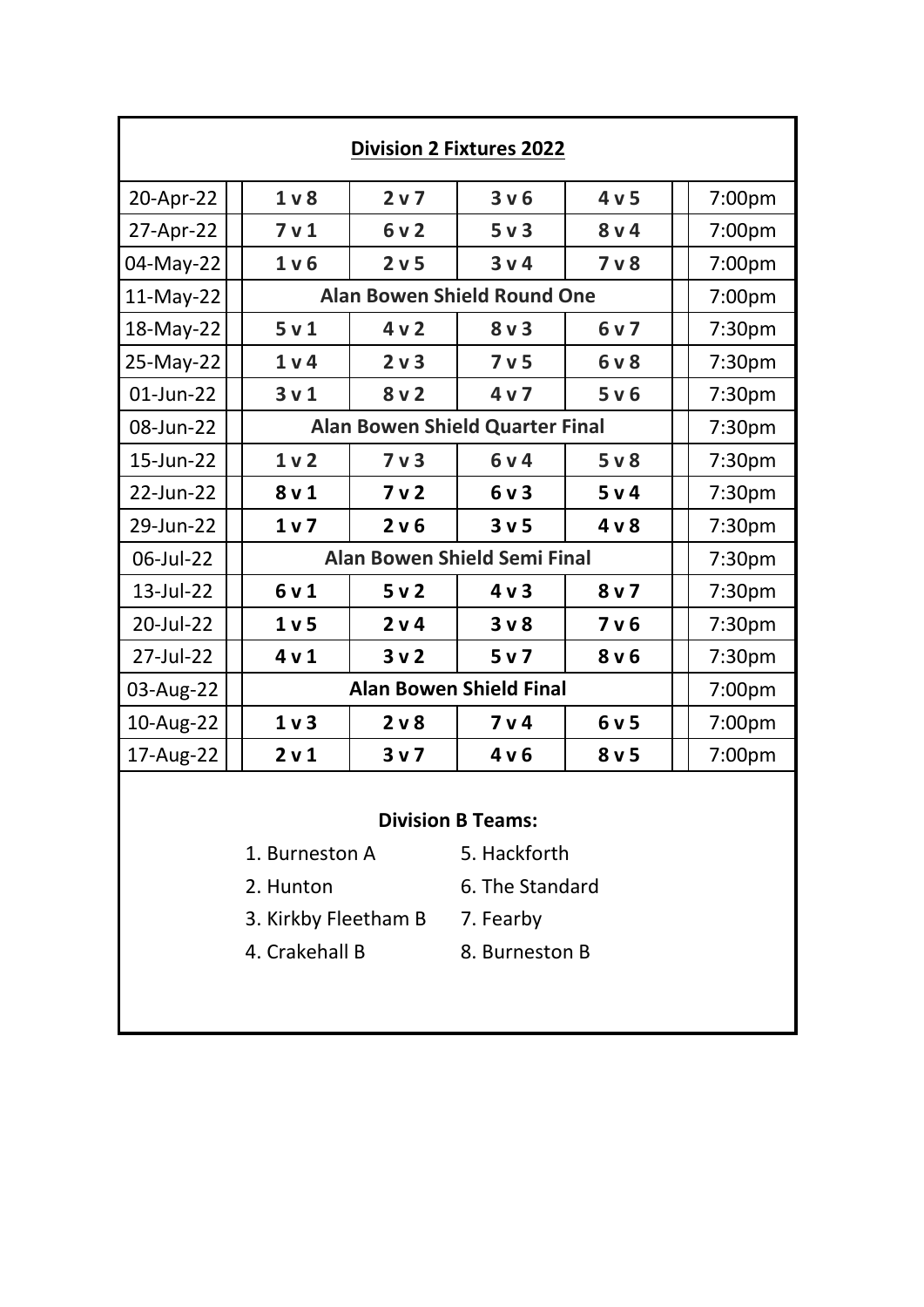# Division 2 Fixtures 2022

| Date | | | | | Time |
|---|---|---|---|---|---|
| 20-Apr-22 | **1 v 8** | **2 v 7** | **3 v 6** | **4 v 5** | 7:00pm |
| 27-Apr-22 | **7 v 1** | **6 v 2** | **5 v 3** | **8 v 4** | 7:00pm |
| 04-May-22 | **1 v 6** | **2 v 5** | **3 v 4** | **7 v 8** | 7:00pm |
| 11-May-22 | **Alan Bowen Shield Round One** | | | | 7:00pm |
| 18-May-22 | **5 v 1** | **4 v 2** | **8 v 3** | **6 v 7** | 7:30pm |
| 25-May-22 | **1 v 4** | **2 v 3** | **7 v 5** | **6 v 8** | 7:30pm |
| 01-Jun-22 | **3 v 1** | **8 v 2** | **4 v 7** | **5 v 6** | 7:30pm |
| 08-Jun-22 | **Alan Bowen Shield Quarter Final** | | | | 7:30pm |
| 15-Jun-22 | **1 v 2** | **7 v 3** | **6 v 4** | **5 v 8** | 7:30pm |
| 22-Jun-22 | **8 v 1** | **7 v 2** | **6 v 3** | **5 v 4** | 7:30pm |
| 29-Jun-22 | **1 v 7** | **2 v 6** | **3 v 5** | **4 v 8** | 7:30pm |
| 06-Jul-22 | **Alan Bowen Shield Semi Final** | | | | 7:30pm |
| 13-Jul-22 | **6 v 1** | **5 v 2** | **4 v 3** | **8 v 7** | 7:30pm |
| 20-Jul-22 | **1 v 5** | **2 v 4** | **3 v 8** | **7 v 6** | 7:30pm |
| 27-Jul-22 | **4 v 1** | **3 v 2** | **5 v 7** | **8 v 6** | 7:30pm |
| 03-Aug-22 | **Alan Bowen Shield Final** | | | | 7:00pm |
| 10-Aug-22 | **1 v 3** | **2 v 8** | **7 v 4** | **6 v 5** | 7:00pm |
| 17-Aug-22 | **2 v 1** | **3 v 7** | **4 v 6** | **8 v 5** | 7:00pm |

**Division B Teams:**

1. Burneston A
2. Hunton
3. Kirkby Fleetham B
4. Crakehall B
5. Hackforth
6. The Standard
7. Fearby
8. Burneston B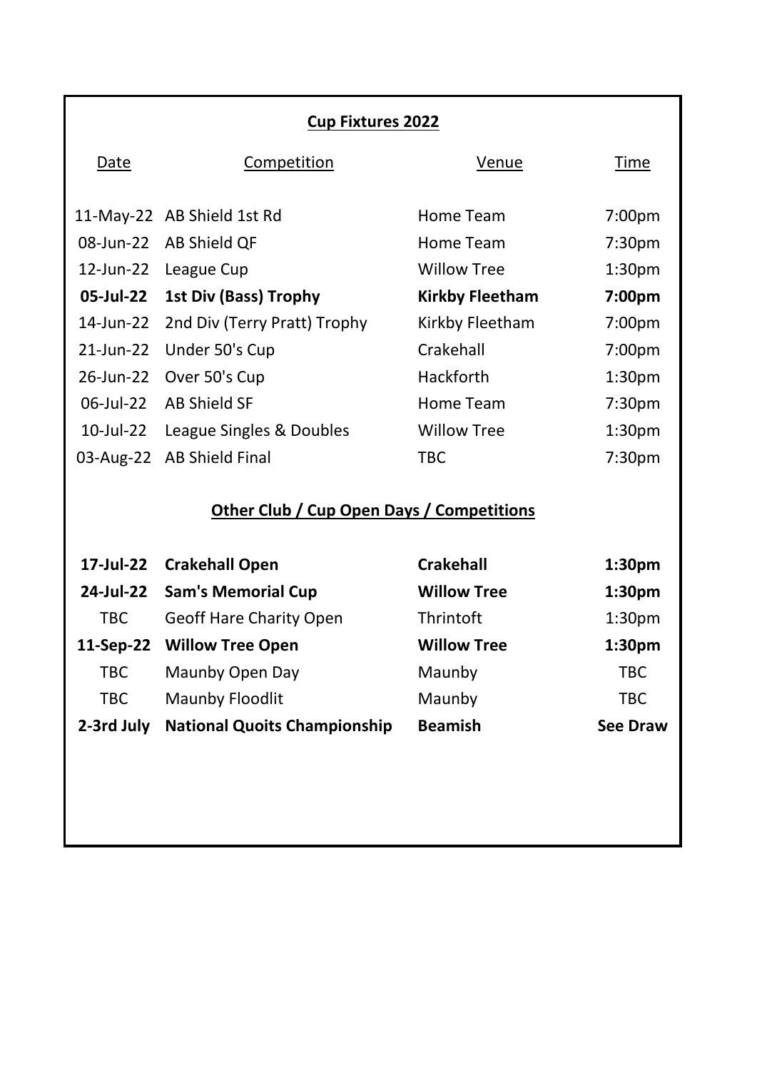## Cup Fixtures 2022

| Date | Competition | Venue | Time |
| --- | --- | --- | --- |
| 11-May-22 | AB Shield 1st Rd | Home Team | 7:00pm |
| 08-Jun-22 | AB Shield QF | Home Team | 7:30pm |
| 12-Jun-22 | League Cup | Willow Tree | 1:30pm |
| **05-Jul-22** | **1st Div (Bass) Trophy** | **Kirkby Fleetham** | **7:00pm** |
| 14-Jun-22 | 2nd Div (Terry Pratt) Trophy | Kirkby Fleetham | 7:00pm |
| 21-Jun-22 | Under 50's Cup | Crakehall | 7:00pm |
| 26-Jun-22 | Over 50's Cup | Hackforth | 1:30pm |
| 06-Jul-22 | AB Shield SF | Home Team | 7:30pm |
| 10-Jul-22 | League Singles & Doubles | Willow Tree | 1:30pm |
| 03-Aug-22 | AB Shield Final | TBC | 7:30pm |

## Other Club / Cup Open Days / Competitions

| | | | |
| --- | --- | --- | --- |
| **17-Jul-22** | **Crakehall Open** | **Crakehall** | **1:30pm** |
| **24-Jul-22** | **Sam's Memorial Cup** | **Willow Tree** | **1:30pm** |
| TBC | Geoff Hare Charity Open | Thrintoft | 1:30pm |
| **11-Sep-22** | **Willow Tree Open** | **Willow Tree** | **1:30pm** |
| TBC | Maunby Open Day | Maunby | TBC |
| TBC | Maunby Floodlit | Maunby | TBC |
| **2-3rd July** | **National Quoits Championship** | **Beamish** | **See Draw** |